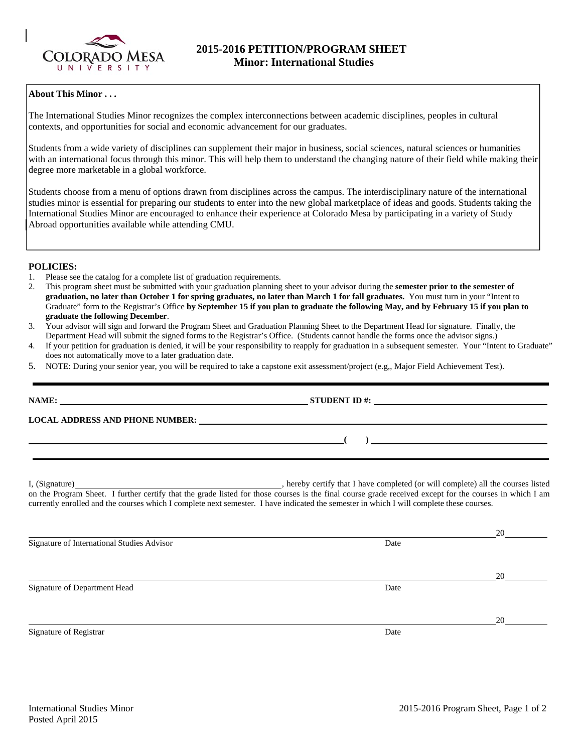# 2015-2016 PETITION/PROGRAM SHEET
## Minor: International Studies

**About This Minor . . .**

The International Studies Minor recognizes the complex interconnections between academic disciplines, peoples in cultural contexts, and opportunities for social and economic advancement for our graduates.

Students from a wide variety of disciplines can supplement their major in business, social sciences, natural sciences or humanities with an international focus through this minor. This will help them to understand the changing nature of their field while making their degree more marketable in a global workforce.

Students choose from a menu of options drawn from disciplines across the campus. The interdisciplinary nature of the international studies minor is essential for preparing our students to enter into the new global marketplace of ideas and goods. Students taking the International Studies Minor are encouraged to enhance their experience at Colorado Mesa by participating in a variety of Study Abroad opportunities available while attending CMU.

**POLICIES:**

1. Please see the catalog for a complete list of graduation requirements.
2. This program sheet must be submitted with your graduation planning sheet to your advisor during the **semester prior to the semester of graduation, no later than October 1 for spring graduates, no later than March 1 for fall graduates.** You must turn in your "Intent to Graduate" form to the Registrar's Office **by September 15 if you plan to graduate the following May, and by February 15 if you plan to graduate the following December**.
3. Your advisor will sign and forward the Program Sheet and Graduation Planning Sheet to the Department Head for signature. Finally, the Department Head will submit the signed forms to the Registrar's Office. (Students cannot handle the forms once the advisor signs.)
4. If your petition for graduation is denied, it will be your responsibility to reapply for graduation in a subsequent semester. Your "Intent to Graduate" does not automatically move to a later graduation date.
5. NOTE: During your senior year, you will be required to take a capstone exit assessment/project (e.g,, Major Field Achievement Test).

---

**NAME:** ______________________________ **STUDENT ID #:** ______________________________

**LOCAL ADDRESS AND PHONE NUMBER:** ______________________________

______________________________ **( )** ______________________________

---

I, (Signature) ______________________________, hereby certify that I have completed (or will complete) all the courses listed on the Program Sheet. I further certify that the grade listed for those courses is the final course grade received except for the courses in which I am currently enrolled and the courses which I complete next semester. I have indicated the semester in which I will complete these courses.

______________________________ 20______
Signature of International Studies Advisor — Date

______________________________ 20______
Signature of Department Head — Date

______________________________ 20______
Signature of Registrar — Date

International Studies Minor
Posted April 2015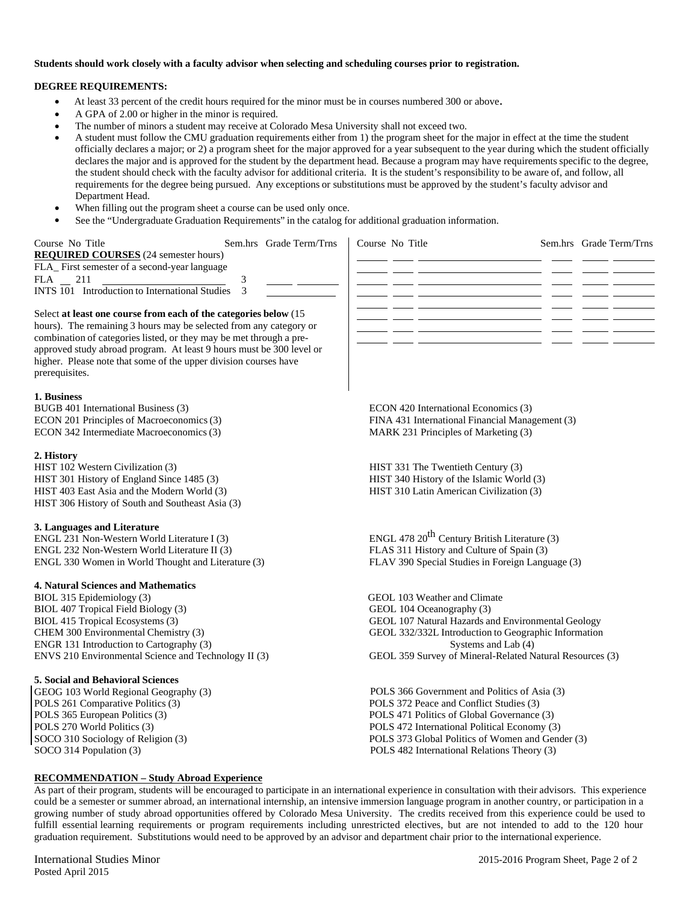**Students should work closely with a faculty advisor when selecting and scheduling courses prior to registration.**

**DEGREE REQUIREMENTS:**

- At least 33 percent of the credit hours required for the minor must be in courses numbered 300 or above.
- A GPA of 2.00 or higher in the minor is required.
- The number of minors a student may receive at Colorado Mesa University shall not exceed two.
- A student must follow the CMU graduation requirements either from 1) the program sheet for the major in effect at the time the student officially declares a major; or 2) a program sheet for the major approved for a year subsequent to the year during which the student officially declares the major and is approved for the student by the department head. Because a program may have requirements specific to the degree, the student should check with the faculty advisor for additional criteria. It is the student's responsibility to be aware of, and follow, all requirements for the degree being pursued. Any exceptions or substitutions must be approved by the student's faculty advisor and Department Head.
- When filling out the program sheet a course can be used only once.
- See the "Undergraduate Graduation Requirements" in the catalog for additional graduation information.

| Course No Title | Sem.hrs | Grade Term/Trns |
|---|---|---|
| **REQUIRED COURSES** (24 semester hours) | | |
| FLA_ First semester of a second-year language | | |
| FLA __ 211 ____________ | 3 | _____ ________ |
| INTS 101 Introduction to International Studies | 3 | ____________ |

| Course No Title | Sem.hrs | Grade Term/Trns |
|---|---|---|
| | | |
| | | |
| | | |
| | | |
| | | |
| | | |
| | | |
| | | |

Select **at least one course from each of the categories below** (15 hours). The remaining 3 hours may be selected from any category or combination of categories listed, or they may be met through a pre-approved study abroad program. At least 9 hours must be 300 level or higher. Please note that some of the upper division courses have prerequisites.

**1. Business**

BUGB 401 International Business (3)
ECON 201 Principles of Macroeconomics (3)
ECON 342 Intermediate Macroeconomics (3)
ECON 420 International Economics (3)
FINA 431 International Financial Management (3)
MARK 231 Principles of Marketing (3)

**2. History**

HIST 102 Western Civilization (3)
HIST 301 History of England Since 1485 (3)
HIST 403 East Asia and the Modern World (3)
HIST 306 History of South and Southeast Asia (3)
HIST 331 The Twentieth Century (3)
HIST 340 History of the Islamic World (3)
HIST 310 Latin American Civilization (3)

**3. Languages and Literature**

ENGL 231 Non-Western World Literature I (3)
ENGL 232 Non-Western World Literature II (3)
ENGL 330 Women in World Thought and Literature (3)
ENGL 478 20th Century British Literature (3)
FLAS 311 History and Culture of Spain (3)
FLAV 390 Special Studies in Foreign Language (3)

**4. Natural Sciences and Mathematics**

BIOL 315 Epidemiology (3)
BIOL 407 Tropical Field Biology (3)
BIOL 415 Tropical Ecosystems (3)
CHEM 300 Environmental Chemistry (3)
ENGR 131 Introduction to Cartography (3)
ENVS 210 Environmental Science and Technology II (3)
GEOL 103 Weather and Climate
GEOL 104 Oceanography (3)
GEOL 107 Natural Hazards and Environmental Geology
GEOL 332/332L Introduction to Geographic Information Systems and Lab (4)
GEOL 359 Survey of Mineral-Related Natural Resources (3)

**5. Social and Behavioral Sciences**

GEOG 103 World Regional Geography (3)
POLS 261 Comparative Politics (3)
POLS 365 European Politics (3)
POLS 270 World Politics (3)
SOCO 310 Sociology of Religion (3)
SOCO 314 Population (3)
POLS 366 Government and Politics of Asia (3)
POLS 372 Peace and Conflict Studies (3)
POLS 471 Politics of Global Governance (3)
POLS 472 International Political Economy (3)
POLS 373 Global Politics of Women and Gender (3)
POLS 482 International Relations Theory (3)

**RECOMMENDATION – Study Abroad Experience**

As part of their program, students will be encouraged to participate in an international experience in consultation with their advisors. This experience could be a semester or summer abroad, an international internship, an intensive immersion language program in another country, or participation in a growing number of study abroad opportunities offered by Colorado Mesa University. The credits received from this experience could be used to fulfill essential learning requirements or program requirements including unrestricted electives, but are not intended to add to the 120 hour graduation requirement. Substitutions would need to be approved by an advisor and department chair prior to the international experience.

International Studies Minor
Posted April 2015